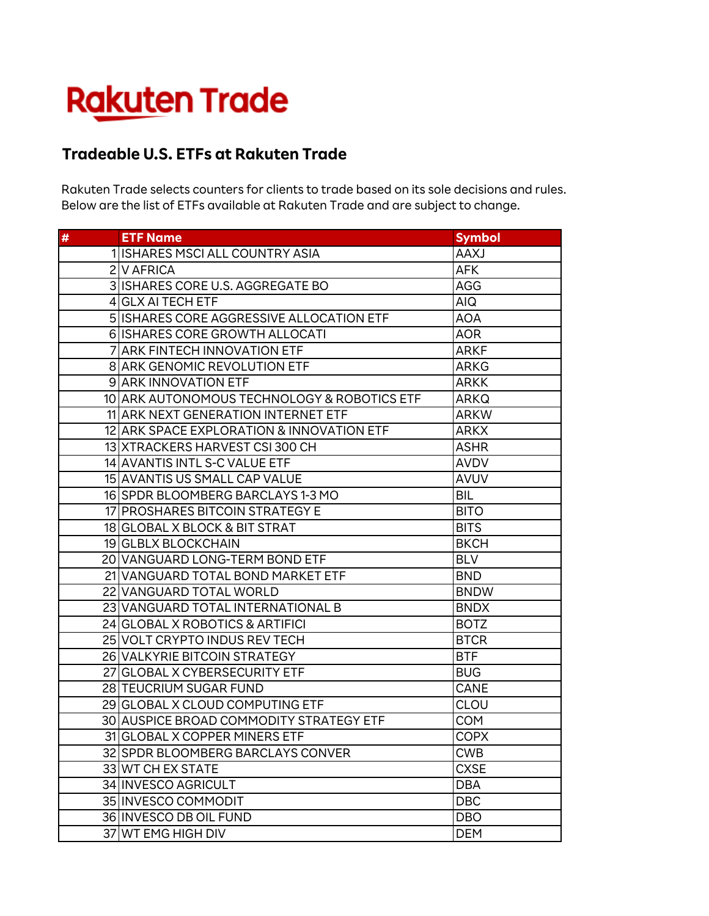Rakuten Trade

## Tradeable U.S. ETFs at Rakuten Trade

Rakuten Trade selects counters for clients to trade based on its sole decisions and rules.
Below are the list of ETFs available at Rakuten Trade and are subject to change.

| # | ETF Name | Symbol |
|---|---|---|
| 1 | ISHARES MSCI ALL COUNTRY ASIA | AAXJ |
| 2 | V AFRICA | AFK |
| 3 | ISHARES CORE U.S. AGGREGATE BO | AGG |
| 4 | GLX AI TECH ETF | AIQ |
| 5 | ISHARES CORE AGGRESSIVE ALLOCATION ETF | AOA |
| 6 | ISHARES CORE GROWTH ALLOCATI | AOR |
| 7 | ARK FINTECH INNOVATION ETF | ARKF |
| 8 | ARK GENOMIC REVOLUTION ETF | ARKG |
| 9 | ARK INNOVATION ETF | ARKK |
| 10 | ARK AUTONOMOUS TECHNOLOGY & ROBOTICS ETF | ARKQ |
| 11 | ARK NEXT GENERATION INTERNET ETF | ARKW |
| 12 | ARK SPACE EXPLORATION & INNOVATION ETF | ARKX |
| 13 | XTRACKERS HARVEST CSI 300 CH | ASHR |
| 14 | AVANTIS INTL S-C VALUE ETF | AVDV |
| 15 | AVANTIS US SMALL CAP VALUE | AVUV |
| 16 | SPDR BLOOMBERG BARCLAYS 1-3 MO | BIL |
| 17 | PROSHARES BITCOIN STRATEGY E | BITO |
| 18 | GLOBAL X BLOCK & BIT STRAT | BITS |
| 19 | GLBLX BLOCKCHAIN | BKCH |
| 20 | VANGUARD LONG-TERM BOND ETF | BLV |
| 21 | VANGUARD TOTAL BOND MARKET ETF | BND |
| 22 | VANGUARD TOTAL WORLD | BNDW |
| 23 | VANGUARD TOTAL INTERNATIONAL B | BNDX |
| 24 | GLOBAL X ROBOTICS & ARTIFICI | BOTZ |
| 25 | VOLT CRYPTO INDUS REV TECH | BTCR |
| 26 | VALKYRIE BITCOIN STRATEGY | BTF |
| 27 | GLOBAL X CYBERSECURITY ETF | BUG |
| 28 | TEUCRIUM SUGAR FUND | CANE |
| 29 | GLOBAL X CLOUD COMPUTING ETF | CLOU |
| 30 | AUSPICE BROAD COMMODITY STRATEGY ETF | COM |
| 31 | GLOBAL X COPPER MINERS ETF | COPX |
| 32 | SPDR BLOOMBERG BARCLAYS CONVER | CWB |
| 33 | WT CH EX STATE | CXSE |
| 34 | INVESCO AGRICULT | DBA |
| 35 | INVESCO COMMODIT | DBC |
| 36 | INVESCO DB OIL FUND | DBO |
| 37 | WT EMG HIGH DIV | DEM |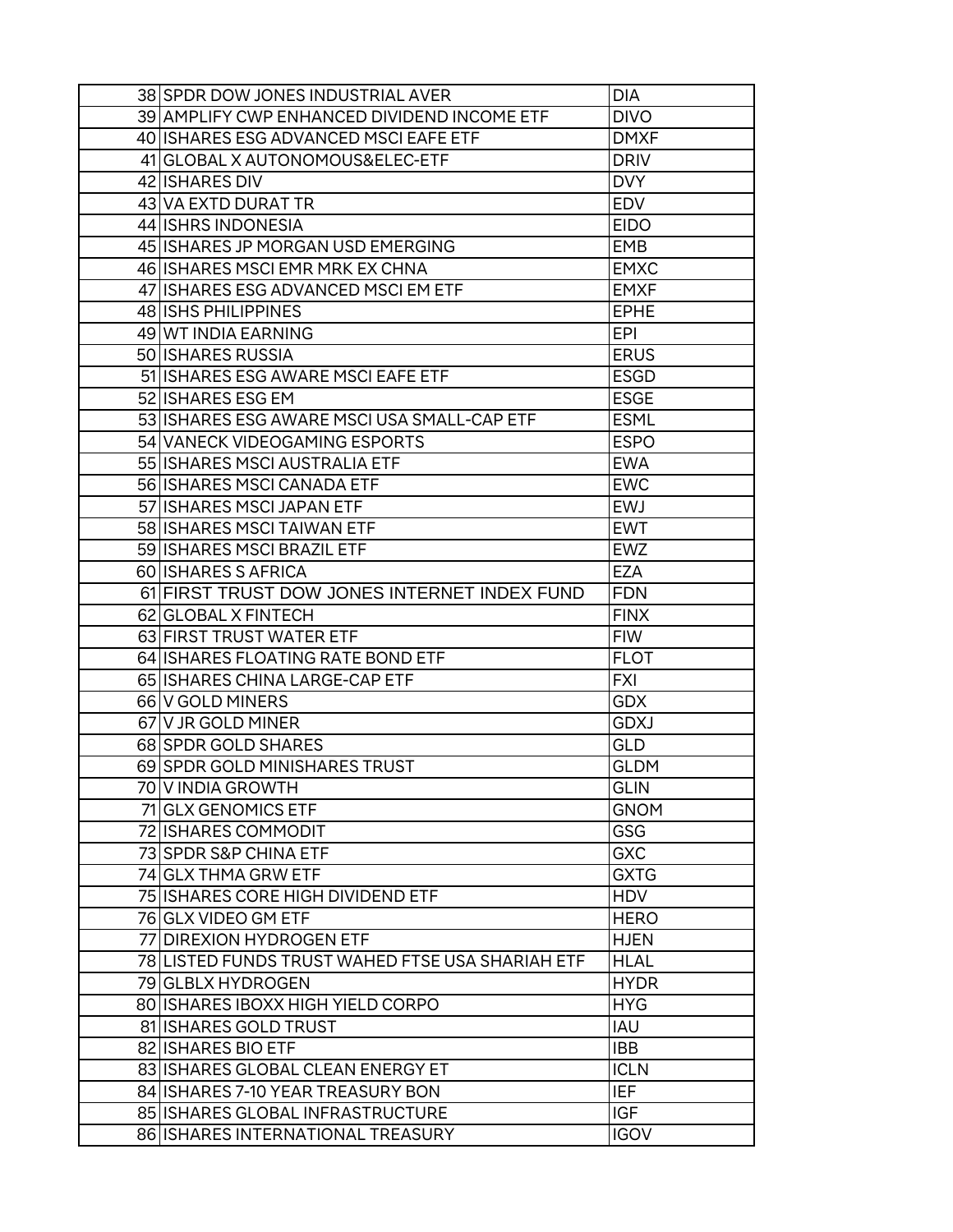| | | |
|---|---|---|
| 38 | SPDR DOW JONES INDUSTRIAL AVER | DIA |
| 39 | AMPLIFY CWP ENHANCED DIVIDEND INCOME ETF | DIVO |
| 40 | ISHARES ESG ADVANCED MSCI EAFE ETF | DMXF |
| 41 | GLOBAL X AUTONOMOUS&ELEC-ETF | DRIV |
| 42 | ISHARES DIV | DVY |
| 43 | VA EXTD DURAT TR | EDV |
| 44 | ISHRS INDONESIA | EIDO |
| 45 | ISHARES JP MORGAN USD EMERGING | EMB |
| 46 | ISHARES MSCI EMR MRK EX CHNA | EMXC |
| 47 | ISHARES ESG ADVANCED MSCI EM ETF | EMXF |
| 48 | ISHS PHILIPPINES | EPHE |
| 49 | WT INDIA EARNING | EPI |
| 50 | ISHARES RUSSIA | ERUS |
| 51 | ISHARES ESG AWARE MSCI EAFE ETF | ESGD |
| 52 | ISHARES ESG EM | ESGE |
| 53 | ISHARES ESG AWARE MSCI USA SMALL-CAP ETF | ESML |
| 54 | VANECK VIDEOGAMING ESPORTS | ESPO |
| 55 | ISHARES MSCI AUSTRALIA ETF | EWA |
| 56 | ISHARES MSCI CANADA ETF | EWC |
| 57 | ISHARES MSCI JAPAN ETF | EWJ |
| 58 | ISHARES MSCI TAIWAN ETF | EWT |
| 59 | ISHARES MSCI BRAZIL ETF | EWZ |
| 60 | ISHARES S AFRICA | EZA |
| 61 | FIRST TRUST DOW JONES INTERNET INDEX FUND | FDN |
| 62 | GLOBAL X FINTECH | FINX |
| 63 | FIRST TRUST WATER ETF | FIW |
| 64 | ISHARES FLOATING RATE BOND ETF | FLOT |
| 65 | ISHARES CHINA LARGE-CAP ETF | FXI |
| 66 | V GOLD MINERS | GDX |
| 67 | V JR GOLD MINER | GDXJ |
| 68 | SPDR GOLD SHARES | GLD |
| 69 | SPDR GOLD MINISHARES TRUST | GLDM |
| 70 | V INDIA GROWTH | GLIN |
| 71 | GLX GENOMICS ETF | GNOM |
| 72 | ISHARES COMMODIT | GSG |
| 73 | SPDR S&P CHINA ETF | GXC |
| 74 | GLX THMA GRW ETF | GXTG |
| 75 | ISHARES CORE HIGH DIVIDEND ETF | HDV |
| 76 | GLX VIDEO GM ETF | HERO |
| 77 | DIREXION HYDROGEN ETF | HJEN |
| 78 | LISTED FUNDS TRUST WAHED FTSE USA SHARIAH ETF | HLAL |
| 79 | GLBLX HYDROGEN | HYDR |
| 80 | ISHARES IBOXX HIGH YIELD CORPO | HYG |
| 81 | ISHARES GOLD TRUST | IAU |
| 82 | ISHARES BIO ETF | IBB |
| 83 | ISHARES GLOBAL CLEAN ENERGY ET | ICLN |
| 84 | ISHARES 7-10 YEAR TREASURY BON | IEF |
| 85 | ISHARES GLOBAL INFRASTRUCTURE | IGF |
| 86 | ISHARES INTERNATIONAL TREASURY | IGOV |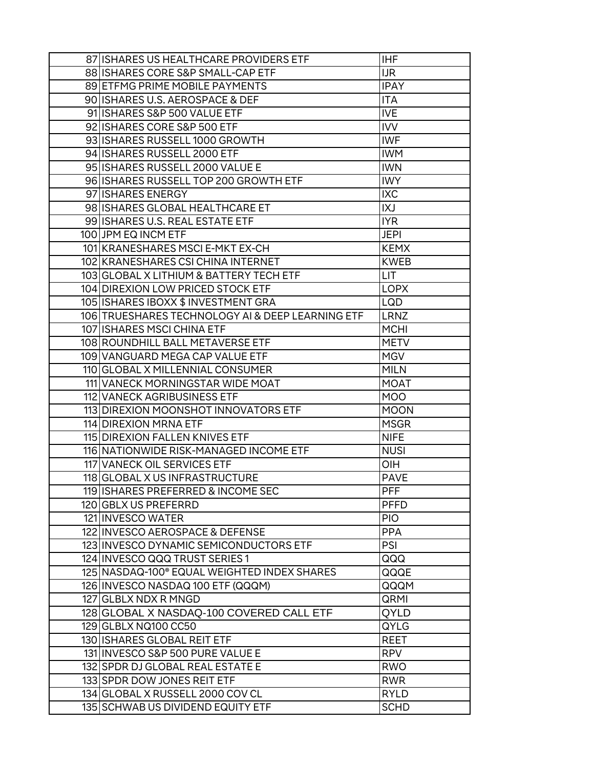| | | |
|---|---|---|
| 87 | ISHARES US HEALTHCARE PROVIDERS ETF | IHF |
| 88 | ISHARES CORE S&P SMALL-CAP ETF | IJR |
| 89 | ETFMG PRIME MOBILE PAYMENTS | IPAY |
| 90 | ISHARES U.S. AEROSPACE & DEF | ITA |
| 91 | ISHARES S&P 500 VALUE ETF | IVE |
| 92 | ISHARES CORE S&P 500 ETF | IVV |
| 93 | ISHARES RUSSELL 1000 GROWTH | IWF |
| 94 | ISHARES RUSSELL 2000 ETF | IWM |
| 95 | ISHARES RUSSELL 2000 VALUE E | IWN |
| 96 | ISHARES RUSSELL TOP 200 GROWTH ETF | IWY |
| 97 | ISHARES ENERGY | IXC |
| 98 | ISHARES GLOBAL HEALTHCARE ET | IXJ |
| 99 | ISHARES U.S. REAL ESTATE ETF | IYR |
| 100 | JPM EQ INCM ETF | JEPI |
| 101 | KRANESHARES MSCI E-MKT EX-CH | KEMX |
| 102 | KRANESHARES CSI CHINA INTERNET | KWEB |
| 103 | GLOBAL X LITHIUM & BATTERY TECH ETF | LIT |
| 104 | DIREXION LOW PRICED STOCK ETF | LOPX |
| 105 | ISHARES IBOXX $ INVESTMENT GRA | LQD |
| 106 | TRUESHARES TECHNOLOGY AI & DEEP LEARNING ETF | LRNZ |
| 107 | ISHARES MSCI CHINA ETF | MCHI |
| 108 | ROUNDHILL BALL METAVERSE ETF | METV |
| 109 | VANGUARD MEGA CAP VALUE ETF | MGV |
| 110 | GLOBAL X MILLENNIAL CONSUMER | MILN |
| 111 | VANECK MORNINGSTAR WIDE MOAT | MOAT |
| 112 | VANECK AGRIBUSINESS ETF | MOO |
| 113 | DIREXION MOONSHOT INNOVATORS ETF | MOON |
| 114 | DIREXION MRNA ETF | MSGR |
| 115 | DIREXION FALLEN KNIVES ETF | NIFE |
| 116 | NATIONWIDE RISK-MANAGED INCOME ETF | NUSI |
| 117 | VANECK OIL SERVICES ETF | OIH |
| 118 | GLOBAL X US INFRASTRUCTURE | PAVE |
| 119 | ISHARES PREFERRED & INCOME SEC | PFF |
| 120 | GBLX US PREFERRD | PFFD |
| 121 | INVESCO WATER | PIO |
| 122 | INVESCO AEROSPACE & DEFENSE | PPA |
| 123 | INVESCO DYNAMIC SEMICONDUCTORS ETF | PSI |
| 124 | INVESCO QQQ TRUST SERIES 1 | QQQ |
| 125 | NASDAQ-100® EQUAL WEIGHTED INDEX SHARES | QQQE |
| 126 | INVESCO NASDAQ 100 ETF (QQQM) | QQQM |
| 127 | GLBLX NDX R MNGD | QRMI |
| 128 | GLOBAL X NASDAQ-100 COVERED CALL ETF | QYLD |
| 129 | GLBLX NQ100 CC50 | QYLG |
| 130 | ISHARES GLOBAL REIT ETF | REET |
| 131 | INVESCO S&P 500 PURE VALUE E | RPV |
| 132 | SPDR DJ GLOBAL REAL ESTATE E | RWO |
| 133 | SPDR DOW JONES REIT ETF | RWR |
| 134 | GLOBAL X RUSSELL 2000 COV CL | RYLD |
| 135 | SCHWAB US DIVIDEND EQUITY ETF | SCHD |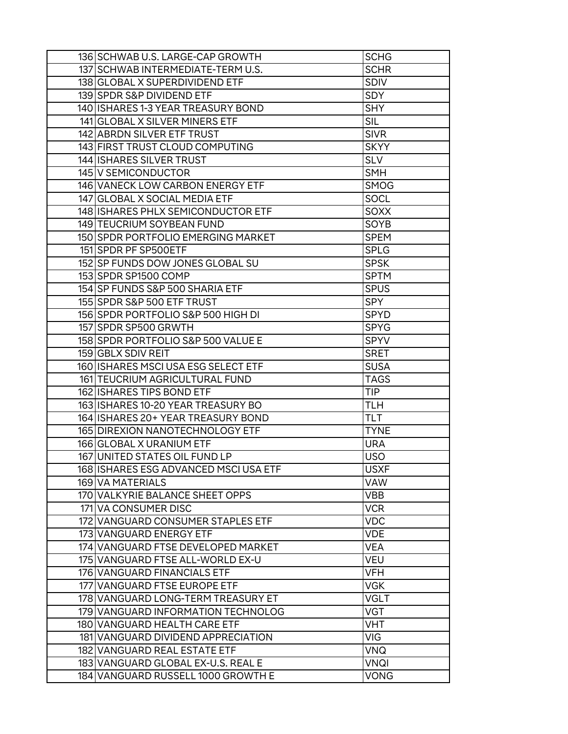| | | |
|---|---|---|
| 136 | SCHWAB U.S. LARGE-CAP GROWTH | SCHG |
| 137 | SCHWAB INTERMEDIATE-TERM U.S. | SCHR |
| 138 | GLOBAL X SUPERDIVIDEND ETF | SDIV |
| 139 | SPDR S&P DIVIDEND ETF | SDY |
| 140 | ISHARES 1-3 YEAR TREASURY BOND | SHY |
| 141 | GLOBAL X SILVER MINERS ETF | SIL |
| 142 | ABRDN SILVER ETF TRUST | SIVR |
| 143 | FIRST TRUST CLOUD COMPUTING | SKYY |
| 144 | ISHARES SILVER TRUST | SLV |
| 145 | V SEMICONDUCTOR | SMH |
| 146 | VANECK LOW CARBON ENERGY ETF | SMOG |
| 147 | GLOBAL X SOCIAL MEDIA ETF | SOCL |
| 148 | ISHARES PHLX SEMICONDUCTOR ETF | SOXX |
| 149 | TEUCRIUM SOYBEAN FUND | SOYB |
| 150 | SPDR PORTFOLIO EMERGING MARKET | SPEM |
| 151 | SPDR PF SP500ETF | SPLG |
| 152 | SP FUNDS DOW JONES GLOBAL SU | SPSK |
| 153 | SPDR SP1500 COMP | SPTM |
| 154 | SP FUNDS S&P 500 SHARIA ETF | SPUS |
| 155 | SPDR S&P 500 ETF TRUST | SPY |
| 156 | SPDR PORTFOLIO S&P 500 HIGH DI | SPYD |
| 157 | SPDR SP500 GRWTH | SPYG |
| 158 | SPDR PORTFOLIO S&P 500 VALUE E | SPYV |
| 159 | GBLX SDIV REIT | SRET |
| 160 | ISHARES MSCI USA ESG SELECT ETF | SUSA |
| 161 | TEUCRIUM AGRICULTURAL FUND | TAGS |
| 162 | ISHARES TIPS BOND ETF | TIP |
| 163 | ISHARES 10-20 YEAR TREASURY BO | TLH |
| 164 | ISHARES 20+ YEAR TREASURY BOND | TLT |
| 165 | DIREXION NANOTECHNOLOGY ETF | TYNE |
| 166 | GLOBAL X URANIUM ETF | URA |
| 167 | UNITED STATES OIL FUND LP | USO |
| 168 | ISHARES ESG ADVANCED MSCI USA ETF | USXF |
| 169 | VA MATERIALS | VAW |
| 170 | VALKYRIE BALANCE SHEET OPPS | VBB |
| 171 | VA CONSUMER DISC | VCR |
| 172 | VANGUARD CONSUMER STAPLES ETF | VDC |
| 173 | VANGUARD ENERGY ETF | VDE |
| 174 | VANGUARD FTSE DEVELOPED MARKET | VEA |
| 175 | VANGUARD FTSE ALL-WORLD EX-U | VEU |
| 176 | VANGUARD FINANCIALS ETF | VFH |
| 177 | VANGUARD FTSE EUROPE ETF | VGK |
| 178 | VANGUARD LONG-TERM TREASURY ET | VGLT |
| 179 | VANGUARD INFORMATION TECHNOLOG | VGT |
| 180 | VANGUARD HEALTH CARE ETF | VHT |
| 181 | VANGUARD DIVIDEND APPRECIATION | VIG |
| 182 | VANGUARD REAL ESTATE ETF | VNQ |
| 183 | VANGUARD GLOBAL EX-U.S. REAL E | VNQI |
| 184 | VANGUARD RUSSELL 1000 GROWTH E | VONG |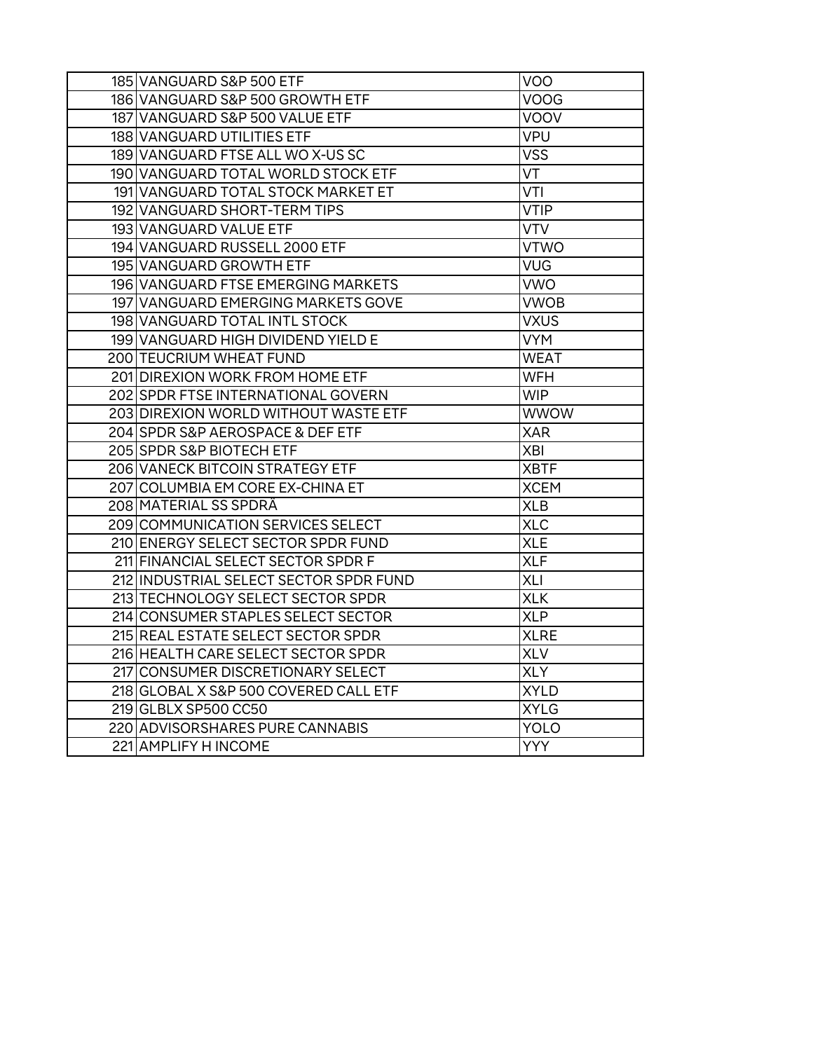| | | |
|---|---|---|
| 185 | VANGUARD S&P 500 ETF | VOO |
| 186 | VANGUARD S&P 500 GROWTH ETF | VOOG |
| 187 | VANGUARD S&P 500 VALUE ETF | VOOV |
| 188 | VANGUARD UTILITIES ETF | VPU |
| 189 | VANGUARD FTSE ALL WO X-US SC | VSS |
| 190 | VANGUARD TOTAL WORLD STOCK ETF | VT |
| 191 | VANGUARD TOTAL STOCK MARKET ET | VTI |
| 192 | VANGUARD SHORT-TERM TIPS | VTIP |
| 193 | VANGUARD VALUE ETF | VTV |
| 194 | VANGUARD RUSSELL 2000 ETF | VTWO |
| 195 | VANGUARD GROWTH ETF | VUG |
| 196 | VANGUARD FTSE EMERGING MARKETS | VWO |
| 197 | VANGUARD EMERGING MARKETS GOVE | VWOB |
| 198 | VANGUARD TOTAL INTL STOCK | VXUS |
| 199 | VANGUARD HIGH DIVIDEND YIELD E | VYM |
| 200 | TEUCRIUM WHEAT FUND | WEAT |
| 201 | DIREXION WORK FROM HOME ETF | WFH |
| 202 | SPDR FTSE INTERNATIONAL GOVERN | WIP |
| 203 | DIREXION WORLD WITHOUT WASTE ETF | WWOW |
| 204 | SPDR S&P AEROSPACE & DEF ETF | XAR |
| 205 | SPDR S&P BIOTECH ETF | XBI |
| 206 | VANECK BITCOIN STRATEGY ETF | XBTF |
| 207 | COLUMBIA EM CORE EX-CHINA ET | XCEM |
| 208 | MATERIAL SS SPDRÂ | XLB |
| 209 | COMMUNICATION SERVICES SELECT | XLC |
| 210 | ENERGY SELECT SECTOR SPDR FUND | XLE |
| 211 | FINANCIAL SELECT SECTOR SPDR F | XLF |
| 212 | INDUSTRIAL SELECT SECTOR SPDR FUND | XLI |
| 213 | TECHNOLOGY SELECT SECTOR SPDR | XLK |
| 214 | CONSUMER STAPLES SELECT SECTOR | XLP |
| 215 | REAL ESTATE SELECT SECTOR SPDR | XLRE |
| 216 | HEALTH CARE SELECT SECTOR SPDR | XLV |
| 217 | CONSUMER DISCRETIONARY SELECT | XLY |
| 218 | GLOBAL X S&P 500 COVERED CALL ETF | XYLD |
| 219 | GLBLX SP500 CC50 | XYLG |
| 220 | ADVISORSHARES PURE CANNABIS | YOLO |
| 221 | AMPLIFY H INCOME | YYY |